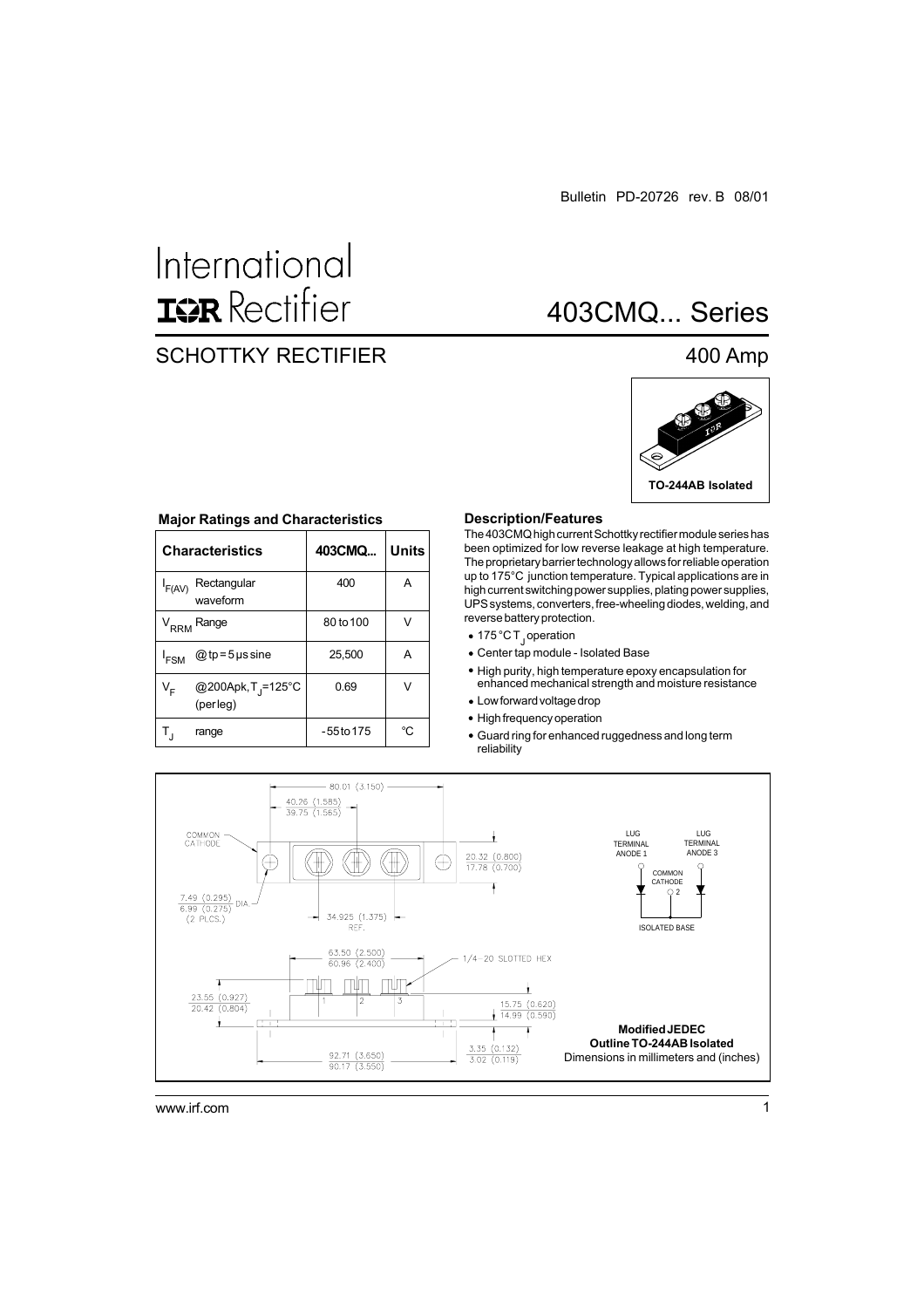Bulletin PD-20726 rev. B 08/01

International
IOR Rectifier

# 403CMQ... Series

## SCHOTTKY RECTIFIER

## 400 Amp

TO-244AB Isolated

### Major Ratings and Characteristics

| Characteristics | | 403CMQ... | Units |
|---|---|---|---|
| $I_{F(AV)}$ | Rectangular waveform | 400 | A |
| $V_{RRM}$ | Range | 80 to 100 | V |
| $I_{FSM}$ | @ tp = 5 μs sine | 25,500 | A |
| $V_F$ | @200Apk, $T_J$=125°C (per leg) | 0.69 | V |
| $T_J$ | range | - 55 to 175 | °C |

### Description/Features

The 403CMQ high current Schottky rectifier module series has been optimized for low reverse leakage at high temperature. The proprietary barrier technology allows for reliable operation up to 175°C junction temperature. Typical applications are in high current switching power supplies, plating power supplies, UPS systems, converters, free-wheeling diodes, welding, and reverse battery protection.

- 175 °C $T_J$ operation
- Center tap module - Isolated Base
- High purity, high temperature epoxy encapsulation for enhanced mechanical strength and moisture resistance
- Low forward voltage drop
- High frequency operation
- Guard ring for enhanced ruggedness and long term reliability

COMMON CATHODE

80.01 (3.150)

40.26 (1.585)
39.75 (1.565)

20.32 (0.800)
17.78 (0.700)

7.49 (0.295)
6.99 (0.275) DIA.
(2 PLCS.)

34.925 (1.375) REF.

63.50 (2.500)
60.96 (2.400)

1/4-20 SLOTTED HEX

23.55 (0.927)
20.42 (0.804)

15.75 (0.620)
14.99 (0.590)

3.35 (0.132)
3.02 (0.119)

92.71 (3.650)
90.17 (3.550)

LUG TERMINAL ANODE 1

LUG TERMINAL ANODE 3

COMMON CATHODE 2

ISOLATED BASE

**Modified JEDEC Outline TO-244AB Isolated**
Dimensions in millimeters and (inches)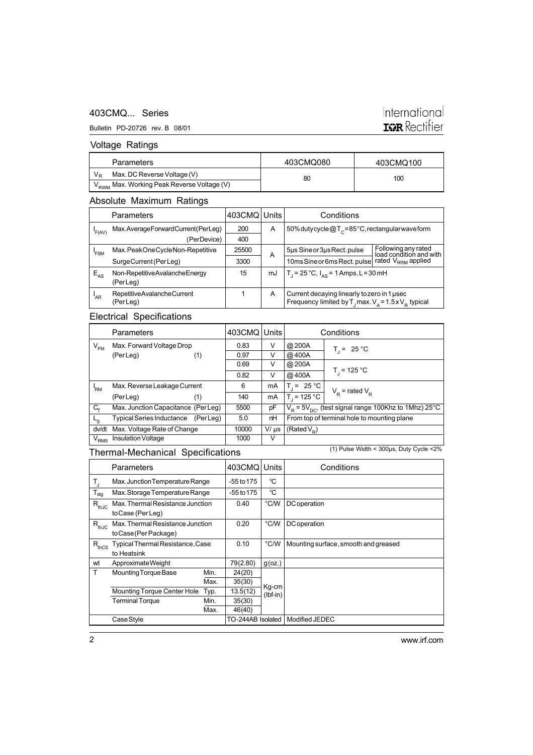## Voltage Ratings

| | Parameters | 403CMQ080 | 403CMQ100 |
|---|---|---|---|
| $V_R$ | Max. DC Reverse Voltage (V) | 80 | 100 |
| $V_{RWM}$ | Max. Working Peak Reverse Voltage (V) | | |

## Absolute Maximum Ratings

| | Parameters | 403CMQ | Units | Conditions | |
|---|---|---|---|---|---|
| $I_{F(AV)}$ | Max. Average Forward Current (Per Leg) | 200 | A | 50% duty cycle @ $T_C$ = 85°C, rectangular waveform | |
| | (Per Device) | 400 | | | |
| $I_{FSM}$ | Max. Peak One Cycle Non-Repetitive | 25500 | A | 5µs Sine or 3µs Rect. pulse | Following any rated load condition and with rated $V_{RRM}$ applied |
| | Surge Current (Per Leg) | 3300 | | 10ms Sine or 6ms Rect. pulse | |
| $E_{AS}$ | Non-Repetitive Avalanche Energy (Per Leg) | 15 | mJ | $T_J$ = 25 °C, $I_{AS}$ = 1 Amps, L = 30 mH | |
| $I_{AR}$ | Repetitive Avalanche Current (Per Leg) | 1 | A | Current decaying linearly to zero in 1 µsec. Frequency limited by $T_J$ max. $V_A = 1.5 \times V_R$ typical | |

## Electrical Specifications

| | Parameters | 403CMQ | Units | Conditions | |
|---|---|---|---|---|---|
| $V_{FM}$ | Max. Forward Voltage Drop | 0.83 | V | @ 200A | $T_J$ = 25 °C |
| | (Per Leg) (1) | 0.97 | V | @ 400A | |
| | | 0.69 | V | @ 200A | $T_J$ = 125 °C |
| | | 0.82 | V | @ 400A | |
| $I_{RM}$ | Max. Reverse Leakage Current | 6 | mA | $T_J$ = 25 °C | $V_R$ = rated $V_R$ |
| | (Per Leg) (1) | 140 | mA | $T_J$ = 125 °C | |
| $C_T$ | Max. Junction Capacitance (Per Leg) | 5500 | pF | $V_R = 5V_{DC}$, (test signal range 100Khz to 1Mhz) 25°C | |
| $L_S$ | Typical Series Inductance (Per Leg) | 5.0 | nH | From top of terminal hole to mounting plane | |
| dv/dt | Max. Voltage Rate of Change | 10000 | V/ µs | (Rated $V_R$) | |
| $V_{RMS}$ | Insulation Voltage | 1000 | V | | |

(1) Pulse Width < 300µs, Duty Cycle <2%

## Thermal-Mechanical Specifications

| | Parameters | | 403CMQ | Units | Conditions |
|---|---|---|---|---|---|
| $T_J$ | Max. Junction Temperature Range | | -55 to 175 | °C | |
| $T_{stg}$ | Max. Storage Temperature Range | | -55 to 175 | °C | |
| $R_{thJC}$ | Max. Thermal Resistance Junction to Case (Per Leg) | | 0.40 | °C/W | DC operation |
| $R_{thJC}$ | Max. Thermal Resistance Junction to Case (Per Package) | | 0.20 | °C/W | DC operation |
| $R_{thCS}$ | Typical Thermal Resistance, Case to Heatsink | | 0.10 | °C/W | Mounting surface, smooth and greased |
| wt | Approximate Weight | | 79(2.80) | g(oz.) | |
| T | Mounting Torque Base | Min. | 24(20) | Kg-cm (lbf-in) | |
| | | Max. | 35(30) | | |
| | Mounting Torque Center Hole | Typ. | 13.5(12) | | |
| | Terminal Torque | Min. | 35(30) | | |
| | | Max. | 46(40) | | |
| | Case Style | | TO-244AB Isolated | | Modified JEDEC |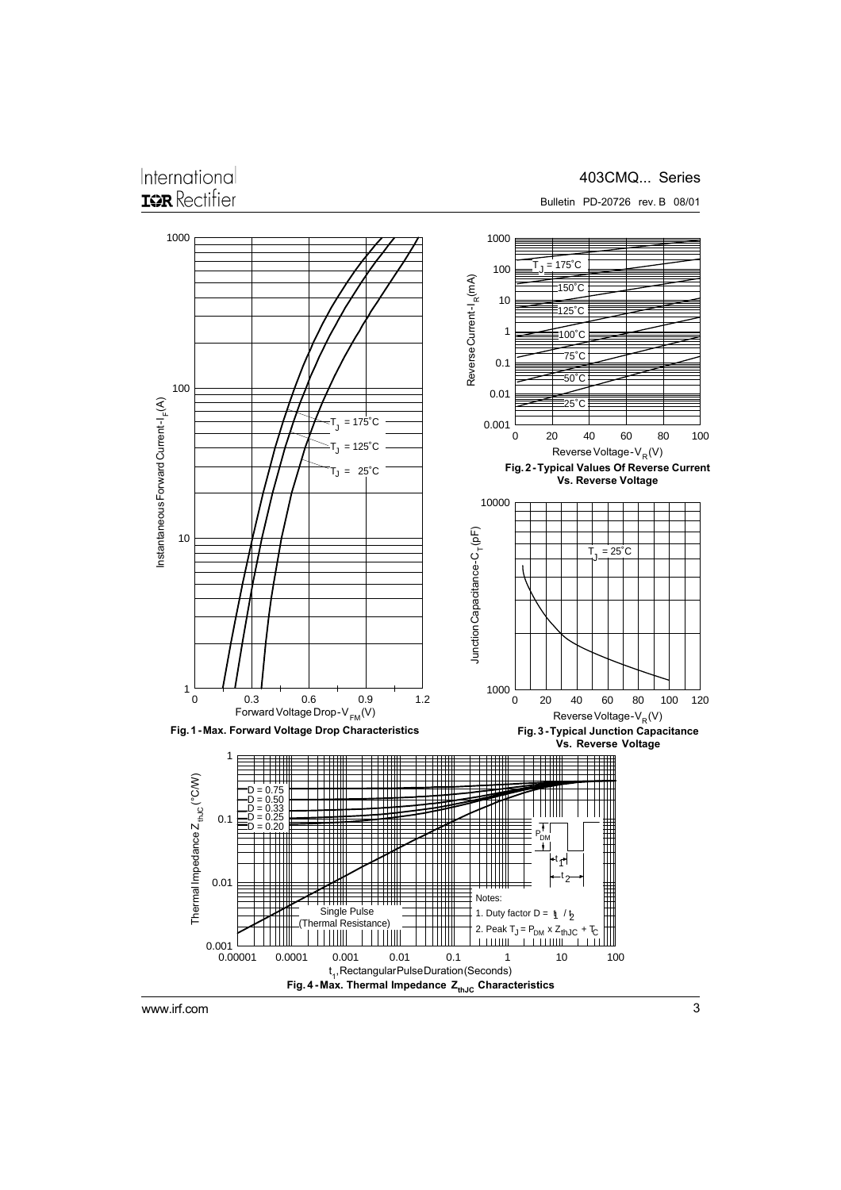Fig. 1 - Max. Forward Voltage Drop Characteristics

Fig. 2 - Typical Values Of Reverse Current Vs. Reverse Voltage

Fig. 3 - Typical Junction Capacitance Vs. Reverse Voltage

Fig. 4 - Max. Thermal Impedance $Z_{thJC}$ Characteristics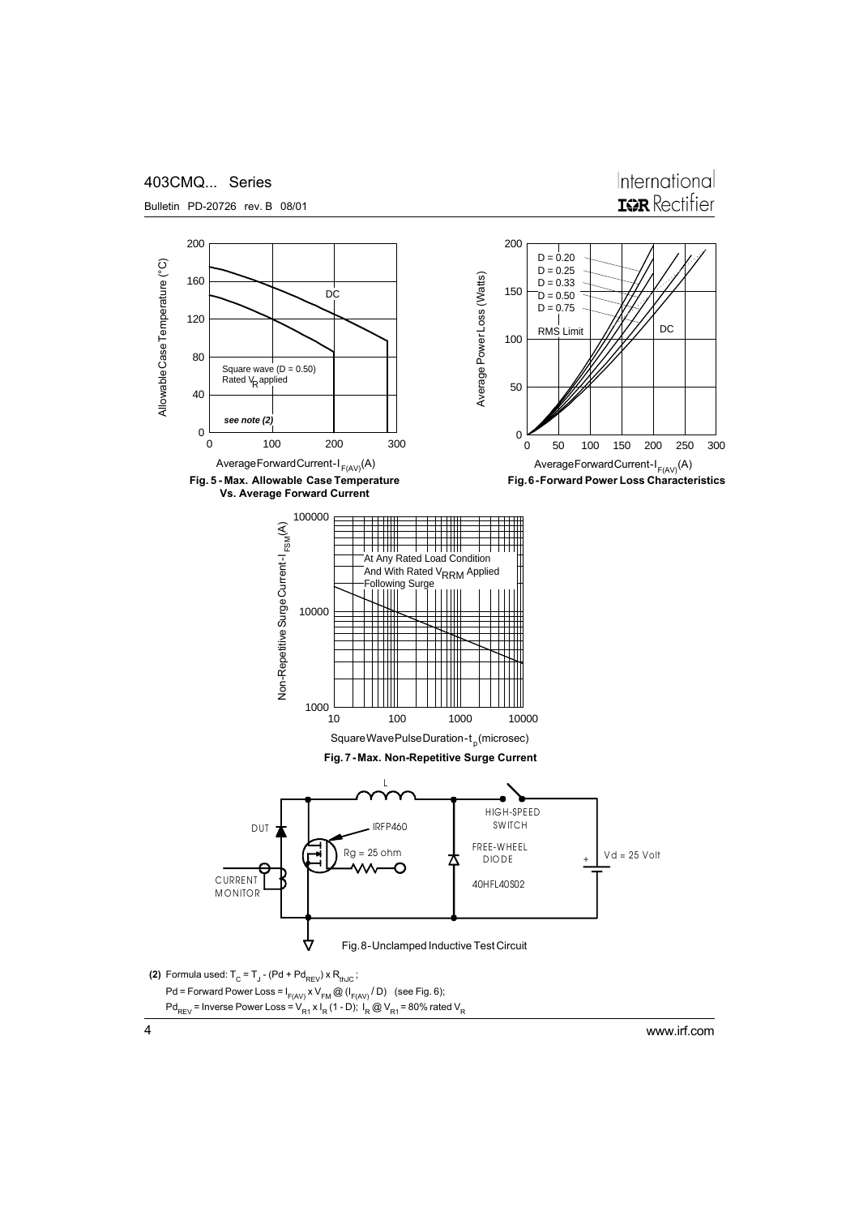Fig. 5 - Max. Allowable Case Temperature Vs. Average Forward Current

Fig. 6 - Forward Power Loss Characteristics

Fig. 7 - Max. Non-Repetitive Surge Current

Fig. 8 - Unclamped Inductive Test Circuit

**(2)** Formula used: $T_C = T_J - (Pd + Pd_{REV}) \times R_{thJC}$;

$Pd$ = Forward Power Loss = $I_{F(AV)} \times V_{FM} @ (I_{F(AV)} / D)$ (see Fig. 6);

$Pd_{REV}$ = Inverse Power Loss = $V_{R1} \times I_R (1 - D)$; $I_R @ V_{R1}$ = 80% rated $V_R$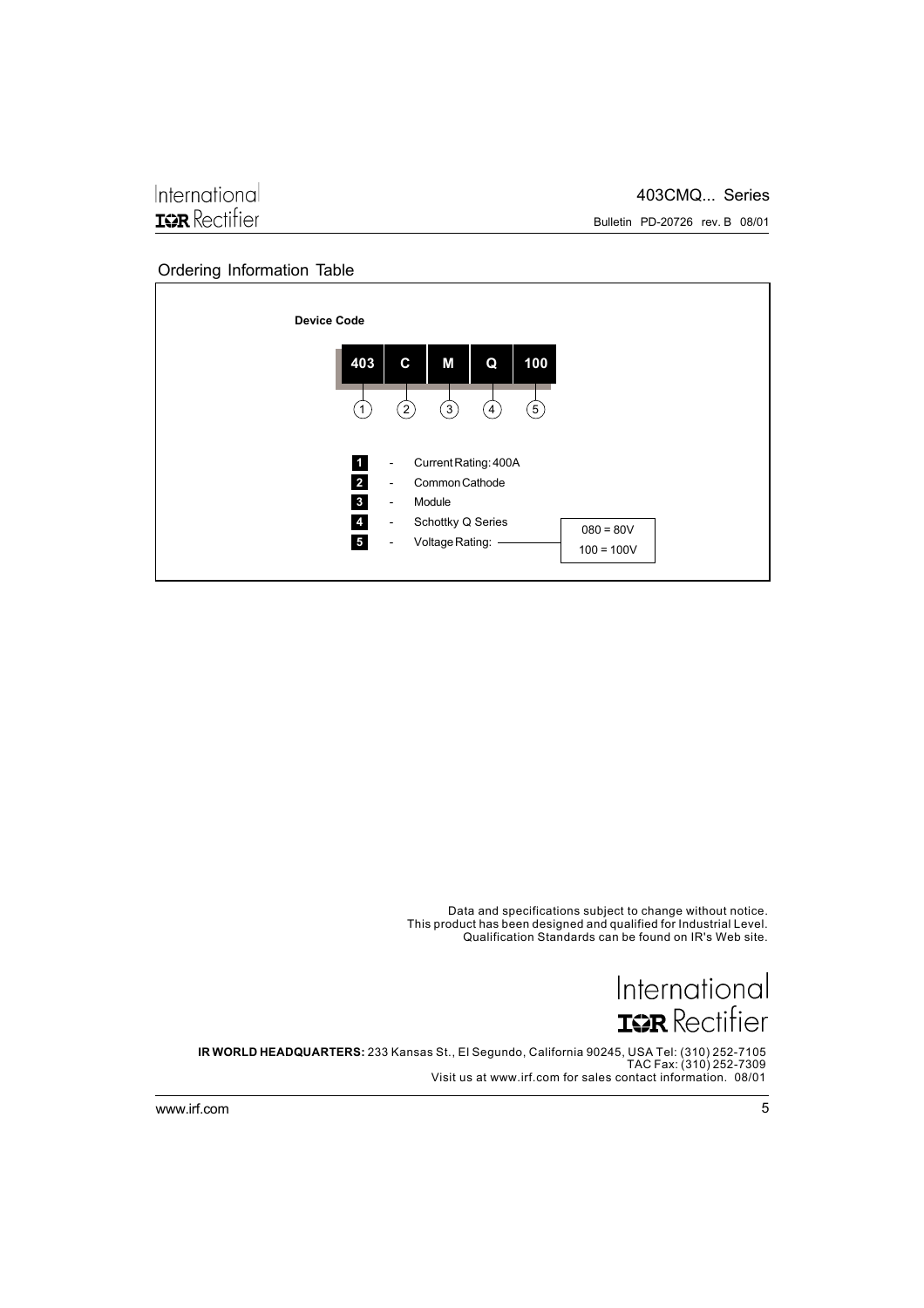## Ordering Information Table

**Device Code**

| 403 | C | M | Q | 100 |
|---|---|---|---|---|
| 1 | 2 | 3 | 4 | 5 |

1 - Current Rating: 400A
2 - Common Cathode
3 - Module
4 - Schottky Q Series
5 - Voltage Rating: 080 = 80V, 100 = 100V

Data and specifications subject to change without notice.
This product has been designed and qualified for Industrial Level.
Qualification Standards can be found on IR's Web site.

International Rectifier

**IR WORLD HEADQUARTERS:** 233 Kansas St., El Segundo, California 90245, USA Tel: (310) 252-7105
TAC Fax: (310) 252-7309
Visit us at www.irf.com for sales contact information. 08/01